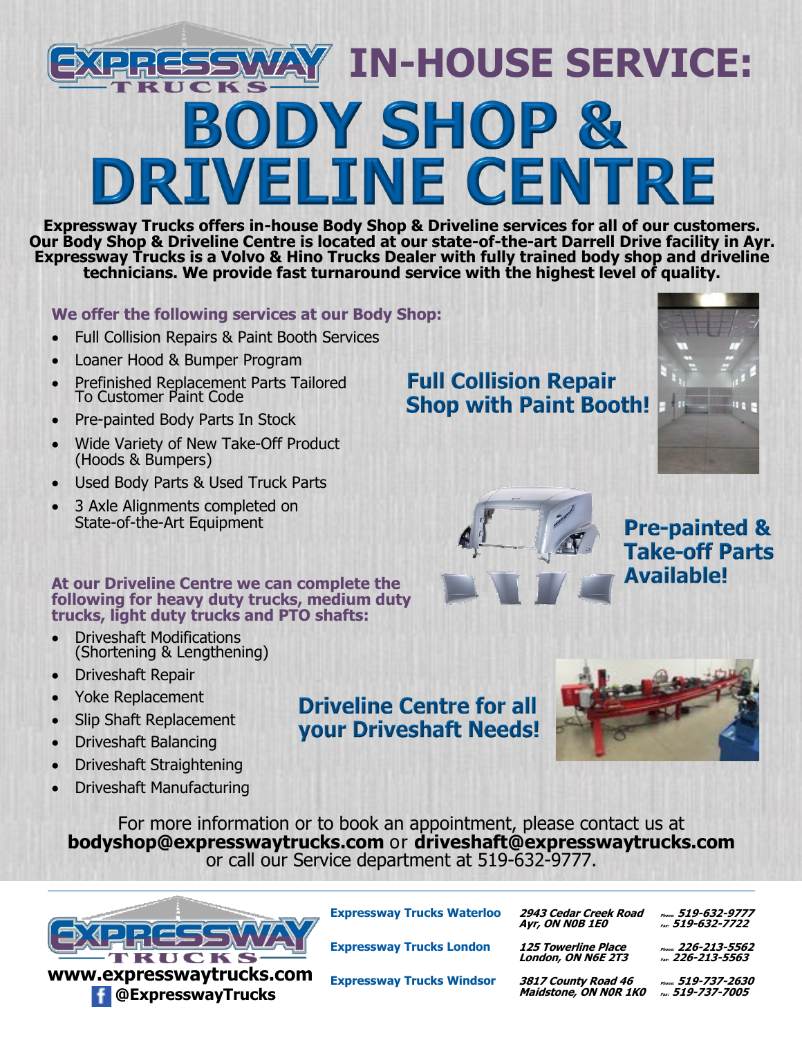# EXPRESSWAY TRUCKS IN-HOUSE SERVICE:

# BODY SHOP & DRIVELINE CENTRE

**Expressway Trucks offers in-house Body Shop & Driveline services for all of our customers. Our Body Shop & Driveline Centre is located at our state-of-the-art Darrell Drive facility in Ayr. Expressway Trucks is a Volvo & Hino Trucks Dealer with fully trained body shop and driveline technicians. We provide fast turnaround service with the highest level of quality.**

### We offer the following services at our Body Shop:

- Full Collision Repairs & Paint Booth Services
- Loaner Hood & Bumper Program
- Prefinished Replacement Parts Tailored To Customer Paint Code
- Pre-painted Body Parts In Stock
- Wide Variety of New Take-Off Product (Hoods & Bumpers)
- Used Body Parts & Used Truck Parts
- 3 Axle Alignments completed on State-of-the-Art Equipment

## Full Collision Repair Shop with Paint Booth!

## Pre-painted & Take-off Parts Available!

### At our Driveline Centre we can complete the following for heavy duty trucks, medium duty trucks, light duty trucks and PTO shafts:

- Driveshaft Modifications (Shortening & Lengthening)
- Driveshaft Repair
- Yoke Replacement
- Slip Shaft Replacement
- Driveshaft Balancing
- Driveshaft Straightening
- Driveshaft Manufacturing

## Driveline Centre for all your Driveshaft Needs!

For more information or to book an appointment, please contact us at **bodyshop@expresswaytrucks.com** or **driveshaft@expresswaytrucks.com** or call our Service department at 519-632-9777.

---

**EXPRESSWAY TRUCKS**

**www.expresswaytrucks.com**

**@ExpresswayTrucks**

| Location | Address | Phone / Fax |
|---|---|---|
| **Expressway Trucks Waterloo** | *2943 Cedar Creek Road Ayr, ON N0B 1E0* | *Phone: 519-632-9777 Fax: 519-632-7722* |
| **Expressway Trucks London** | *125 Towerline Place London, ON N6E 2T3* | *Phone: 226-213-5562 Fax: 226-213-5563* |
| **Expressway Trucks Windsor** | *3817 County Road 46 Maidstone, ON N0R 1K0* | *Phone: 519-737-2630 Fax: 519-737-7005* |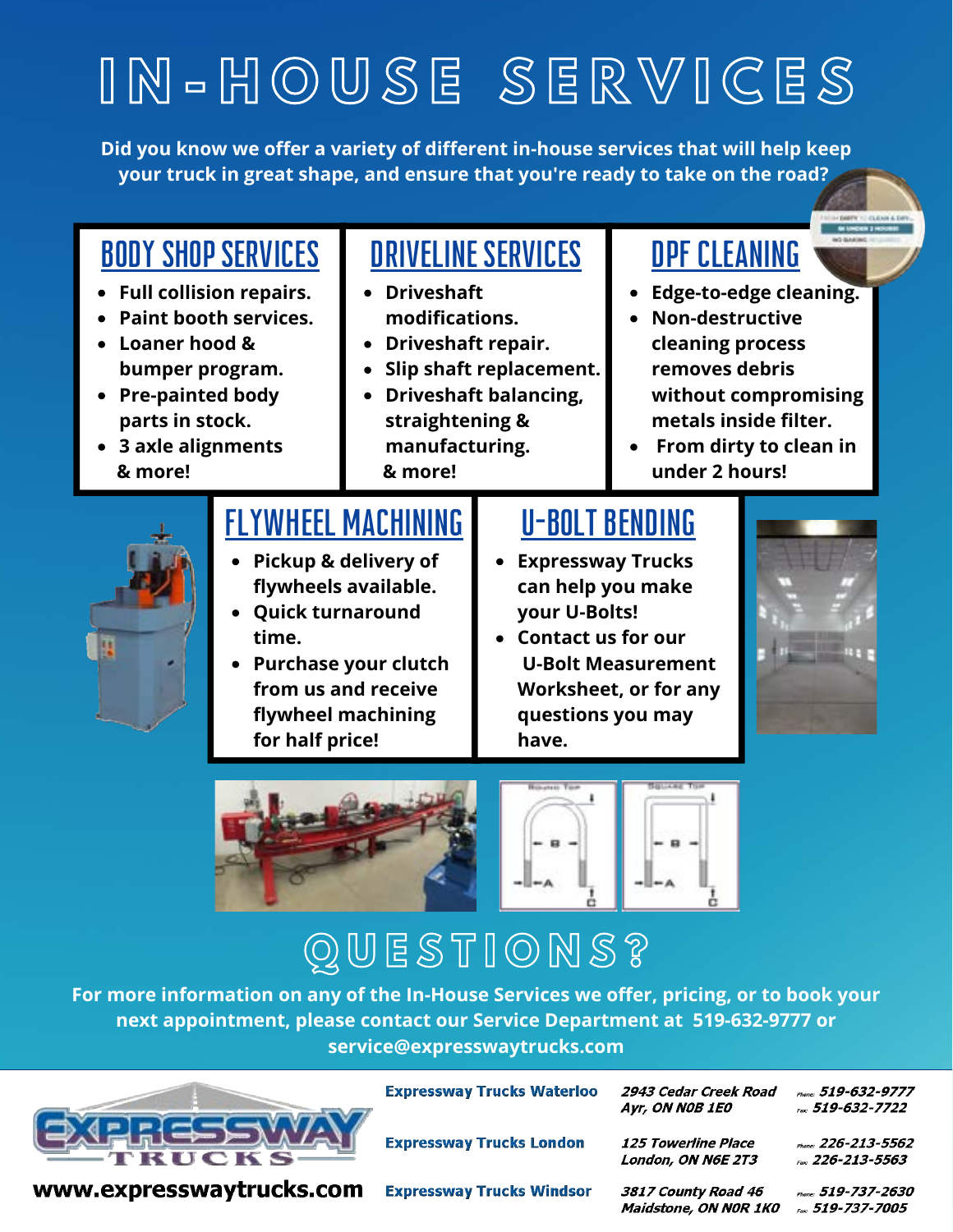# IN-HOUSE SERVICES

**Did you know we offer a variety of different in-house services that will help keep your truck in great shape, and ensure that you're ready to take on the road?**

## BODY SHOP SERVICES

- Full collision repairs.
- Paint booth services.
- Loaner hood & bumper program.
- Pre-painted body parts in stock.
- 3 axle alignments

& more!

## DRIVELINE SERVICES

- Driveshaft modifications.
- Driveshaft repair.
- Slip shaft replacement.
- Driveshaft balancing, straightening & manufacturing.

& more!

## DPF CLEANING

- Edge-to-edge cleaning.
- Non-destructive cleaning process removes debris without compromising metals inside filter.
- From dirty to clean in under 2 hours!

## FLYWHEEL MACHINING

- Pickup & delivery of flywheels available.
- Quick turnaround time.
- Purchase your clutch from us and receive flywheel machining for half price!

## U-BOLT BENDING

- Expressway Trucks can help you make your U-Bolts!
- Contact us for our U-Bolt Measurement Worksheet, or for any questions you may have.

# QUESTIONS?

**For more information on any of the In-House Services we offer, pricing, or to book your next appointment, please contact our Service Department at 519-632-9777 or service@expresswaytrucks.com**

**www.expresswaytrucks.com**

| | | |
|---|---|---|
| **Expressway Trucks Waterloo** | *2943 Cedar Creek Road Ayr, ON N0B 1E0* | *Phone: 519-632-9777 Fax: 519-632-7722* |
| **Expressway Trucks London** | *125 Towerline Place London, ON N6E 2T3* | *Phone: 226-213-5562 Fax: 226-213-5563* |
| **Expressway Trucks Windsor** | *3817 County Road 46 Maidstone, ON N0R 1K0* | *Phone: 519-737-2630 Fax: 519-737-7005* |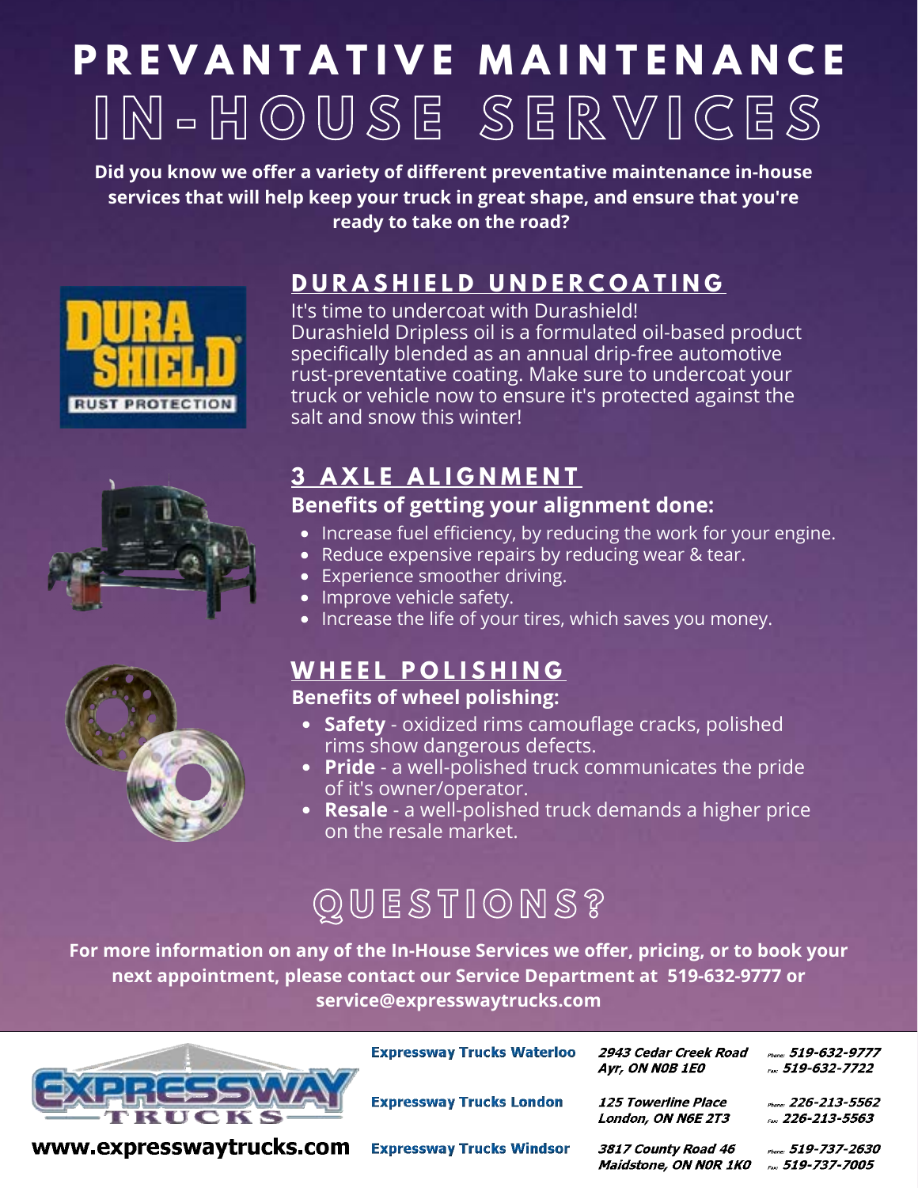# PREVANTATIVE MAINTENANCE
# IN-HOUSE SERVICES

**Did you know we offer a variety of different preventative maintenance in-house services that will help keep your truck in great shape, and ensure that you're ready to take on the road?**

## DURASHIELD UNDERCOATING

It's time to undercoat with Durashield!
Durashield Dripless oil is a formulated oil-based product specifically blended as an annual drip-free automotive rust-preventative coating. Make sure to undercoat your truck or vehicle now to ensure it's protected against the salt and snow this winter!

## 3 AXLE ALIGNMENT

**Benefits of getting your alignment done:**

- Increase fuel efficiency, by reducing the work for your engine.
- Reduce expensive repairs by reducing wear & tear.
- Experience smoother driving.
- Improve vehicle safety.
- Increase the life of your tires, which saves you money.

## WHEEL POLISHING

**Benefits of wheel polishing:**

- **Safety** - oxidized rims camouflage cracks, polished rims show dangerous defects.
- **Pride** - a well-polished truck communicates the pride of it's owner/operator.
- **Resale** - a well-polished truck demands a higher price on the resale market.

## QUESTIONS?

**For more information on any of the In-House Services we offer, pricing, or to book your next appointment, please contact our Service Department at 519-632-9777 or service@expresswaytrucks.com**

**www.expresswaytrucks.com**

| | | |
|---|---|---|
| **Expressway Trucks Waterloo** | *2943 Cedar Creek Road Ayr, ON N0B 1E0* | Phone: *519-632-9777* Fax: *519-632-7722* |
| **Expressway Trucks London** | *125 Towerline Place London, ON N6E 2T3* | Phone: *226-213-5562* Fax: *226-213-5563* |
| **Expressway Trucks Windsor** | *3817 County Road 46 Maidstone, ON N0R 1K0* | Phone: *519-737-2630* Fax: *519-737-7005* |